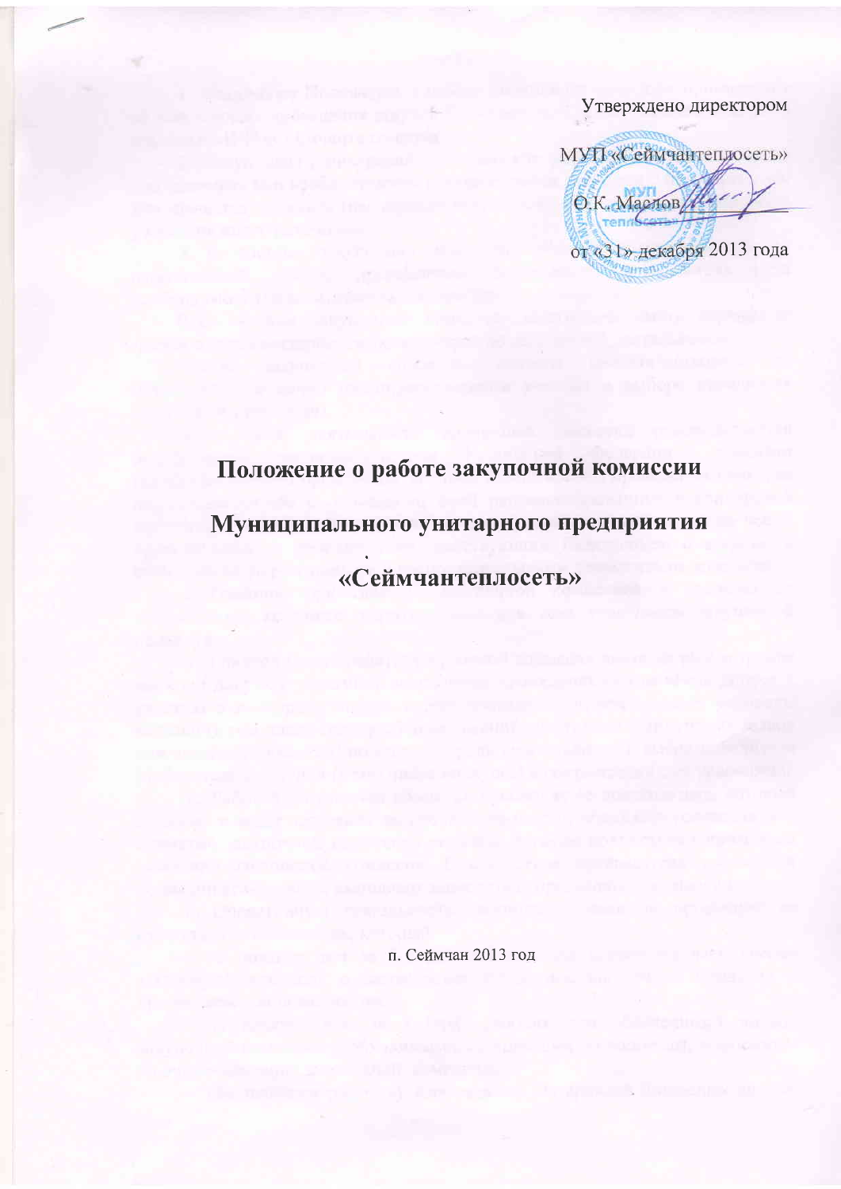Утверждено директором

МУП «Сеймчантеплосеть»

О.К. Маслов

от «31» декабря 2013 года

# Положение о работе закупочной комиссии

# Муниципального унитарного предприятия

# «Сеймчантеплосеть»

п. Сеймчан 2013 год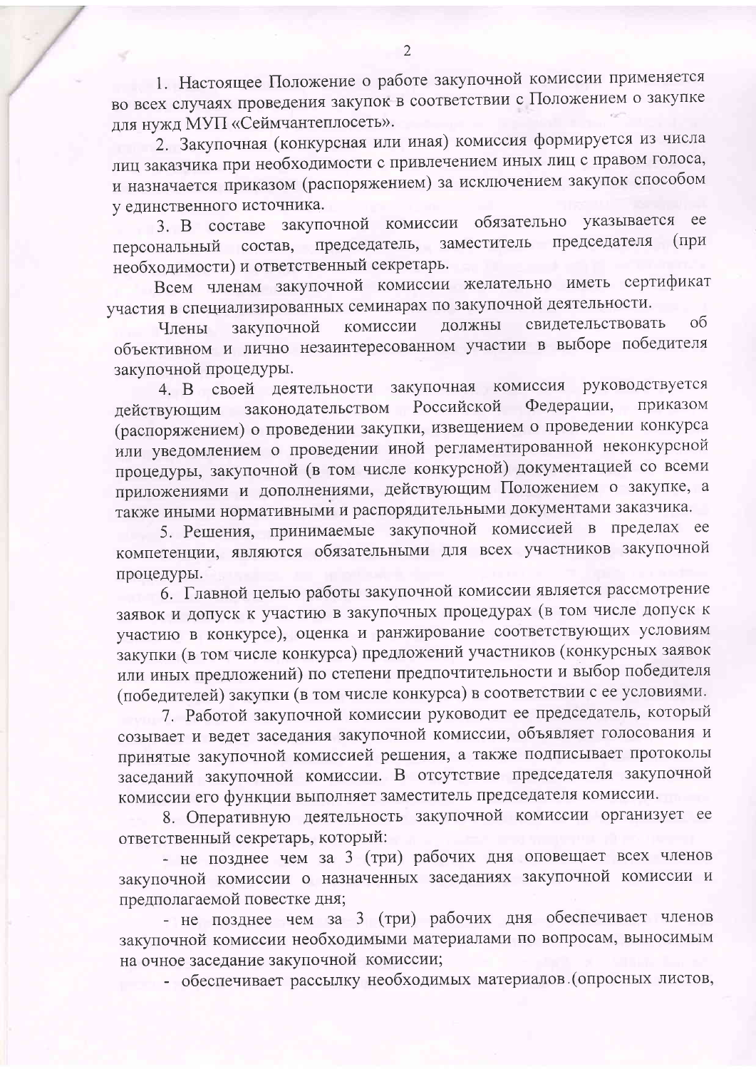1. Настоящее Положение о работе закупочной комиссии применяется во всех случаях проведения закупок в соответствии с Положением о закупке для нужд МУП «Сеймчантеплосеть».

2. Закупочная (конкурсная или иная) комиссия формируется из числа лиц заказчика при необходимости с привлечением иных лиц с правом голоса, и назначается приказом (распоряжением) за исключением закупок способом у единственного источника.

3. В составе закупочной комиссии обязательно указывается ее персональный состав, председатель, заместитель председателя (при необходимости) и ответственный секретарь.

Всем членам закупочной комиссии желательно иметь сертификат участия в специализированных семинарах по закупочной деятельности.

Члены закупочной комиссии должны свидетельствовать об объективном и лично незаинтересованном участии в выборе победителя закупочной процедуры.

4. В своей деятельности закупочная комиссия руководствуется действующим законодательством Российской Федерации, приказом (распоряжением) о проведении закупки, извещением о проведении конкурса или уведомлением о проведении иной регламентированной неконкурсной процедуры, закупочной (в том числе конкурсной) документацией со всеми приложениями и дополнениями, действующим Положением о закупке, а также иными нормативными и распорядительными документами заказчика.

5. Решения, принимаемые закупочной комиссией в пределах ее компетенции, являются обязательными для всех участников закупочной процедуры.

6. Главной целью работы закупочной комиссии является рассмотрение заявок и допуск к участию в закупочных процедурах (в том числе допуск к участию в конкурсе), оценка и ранжирование соответствующих условиям закупки (в том числе конкурса) предложений участников (конкурсных заявок или иных предложений) по степени предпочтительности и выбор победителя (победителей) закупки (в том числе конкурса) в соответствии с ее условиями.

7. Работой закупочной комиссии руководит ее председатель, который созывает и ведет заседания закупочной комиссии, объявляет голосования и принятые закупочной комиссией решения, а также подписывает протоколы заседаний закупочной комиссии. В отсутствие председателя закупочной комиссии его функции выполняет заместитель председателя комиссии.

8. Оперативную деятельность закупочной комиссии организует ее ответственный секретарь, который:

- не позднее чем за 3 (три) рабочих дня оповещает всех членов закупочной комиссии о назначенных заседаниях закупочной комиссии и предполагаемой повестке дня;
- не позднее чем за 3 (три) рабочих дня обеспечивает членов закупочной комиссии необходимыми материалами по вопросам, выносимым на очное заседание закупочной комиссии;
- обеспечивает рассылку необходимых материалов (опросных листов,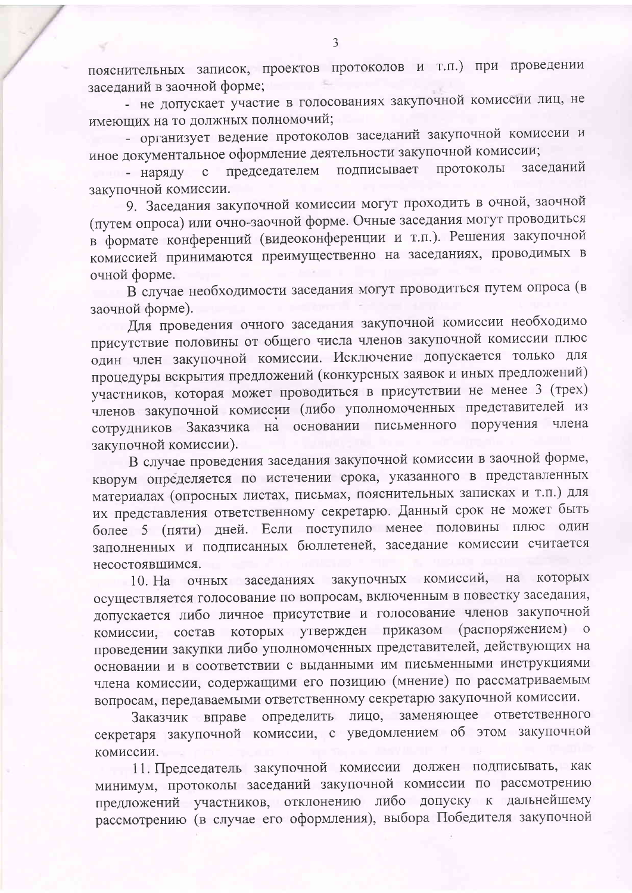пояснительных записок, проектов протоколов и т.п.) при проведении заседаний в заочной форме;

- не допускает участие в голосованиях закупочной комиссии лиц, не имеющих на то должных полномочий;
- организует ведение протоколов заседаний закупочной комиссии и иное документальное оформление деятельности закупочной комиссии;
- наряду с председателем подписывает протоколы заседаний закупочной комиссии.

9. Заседания закупочной комиссии могут проходить в очной, заочной (путем опроса) или очно-заочной форме. Очные заседания могут проводиться в формате конференций (видеоконференции и т.п.). Решения закупочной комиссией принимаются преимущественно на заседаниях, проводимых в очной форме.

В случае необходимости заседания могут проводиться путем опроса (в заочной форме).

Для проведения очного заседания закупочной комиссии необходимо присутствие половины от общего числа членов закупочной комиссии плюс один член закупочной комиссии. Исключение допускается только для процедуры вскрытия предложений (конкурсных заявок и иных предложений) участников, которая может проводиться в присутствии не менее 3 (трех) членов закупочной комиссии (либо уполномоченных представителей из сотрудников Заказчика на основании письменного поручения члена закупочной комиссии).

В случае проведения заседания закупочной комиссии в заочной форме, кворум определяется по истечении срока, указанного в представленных материалах (опросных листах, письмах, пояснительных записках и т.п.) для их представления ответственному секретарю. Данный срок не может быть более 5 (пяти) дней. Если поступило менее половины плюс один заполненных и подписанных бюллетеней, заседание комиссии считается несостоявшимся.

10. На очных заседаниях закупочных комиссий, на которых осуществляется голосование по вопросам, включенным в повестку заседания, допускается либо личное присутствие и голосование членов закупочной комиссии, состав которых утвержден приказом (распоряжением) о проведении закупки либо уполномоченных представителей, действующих на основании и в соответствии с выданными им письменными инструкциями члена комиссии, содержащими его позицию (мнение) по рассматриваемым вопросам, передаваемыми ответственному секретарю закупочной комиссии.

Заказчик вправе определить лицо, заменяющее ответственного секретаря закупочной комиссии, с уведомлением об этом закупочной комиссии.

11. Председатель закупочной комиссии должен подписывать, как минимум, протоколы заседаний закупочной комиссии по рассмотрению предложений участников, отклонению либо допуску к дальнейшему рассмотрению (в случае его оформления), выбора Победителя закупочной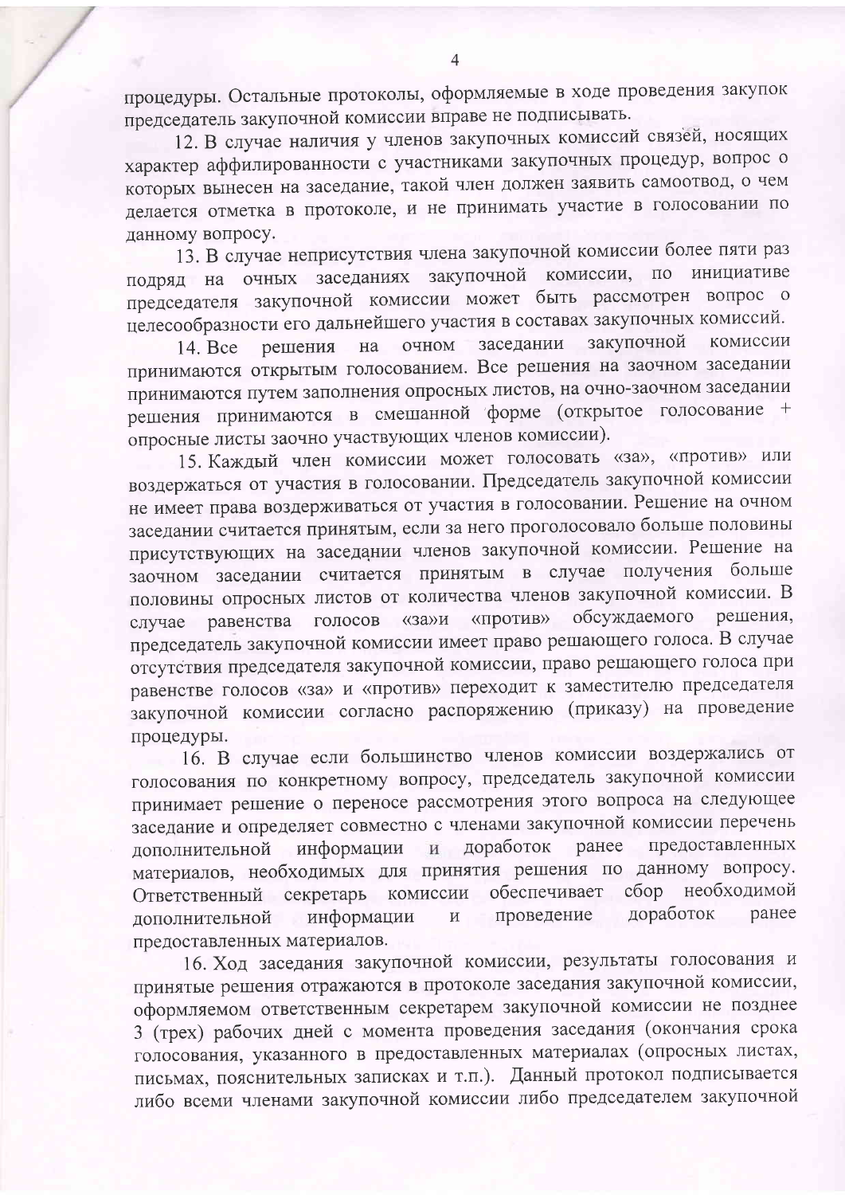процедуры. Остальные протоколы, оформляемые в ходе проведения закупок председатель закупочной комиссии вправе не подписывать.

12. В случае наличия у членов закупочных комиссий связей, носящих характер аффилированности с участниками закупочных процедур, вопрос о которых вынесен на заседание, такой член должен заявить самоотвод, о чем делается отметка в протоколе, и не принимать участие в голосовании по данному вопросу.

13. В случае неприсутствия члена закупочной комиссии более пяти раз подряд на очных заседаниях закупочной комиссии, по инициативе председателя закупочной комиссии может быть рассмотрен вопрос о целесообразности его дальнейшего участия в составах закупочных комиссий.

14. Все решения на очном заседании закупочной комиссии принимаются открытым голосованием. Все решения на заочном заседании принимаются путем заполнения опросных листов, на очно-заочном заседании решения принимаются в смешанной форме (открытое голосование + опросные листы заочно участвующих членов комиссии).

15. Каждый член комиссии может голосовать «за», «против» или воздержаться от участия в голосовании. Председатель закупочной комиссии не имеет права воздерживаться от участия в голосовании. Решение на очном заседании считается принятым, если за него проголосовало больше половины присутствующих на заседании членов закупочной комиссии. Решение на заочном заседании считается принятым в случае получения больше половины опросных листов от количества членов закупочной комиссии. В случае равенства голосов «за»и «против» обсуждаемого решения, председатель закупочной комиссии имеет право решающего голоса. В случае отсутствия председателя закупочной комиссии, право решающего голоса при равенстве голосов «за» и «против» переходит к заместителю председателя закупочной комиссии согласно распоряжению (приказу) на проведение процедуры.

16. В случае если большинство членов комиссии воздержались от голосования по конкретному вопросу, председатель закупочной комиссии принимает решение о переносе рассмотрения этого вопроса на следующее заседание и определяет совместно с членами закупочной комиссии перечень дополнительной информации и доработок ранее предоставленных материалов, необходимых для принятия решения по данному вопросу. Ответственный секретарь комиссии обеспечивает сбор необходимой дополнительной информации и проведение доработок ранее предоставленных материалов.

16. Ход заседания закупочной комиссии, результаты голосования и принятые решения отражаются в протоколе заседания закупочной комиссии, оформляемом ответственным секретарем закупочной комиссии не позднее 3 (трех) рабочих дней с момента проведения заседания (окончания срока голосования, указанного в предоставленных материалах (опросных листах, письмах, пояснительных записках и т.п.). Данный протокол подписывается либо всеми членами закупочной комиссии либо председателем закупочной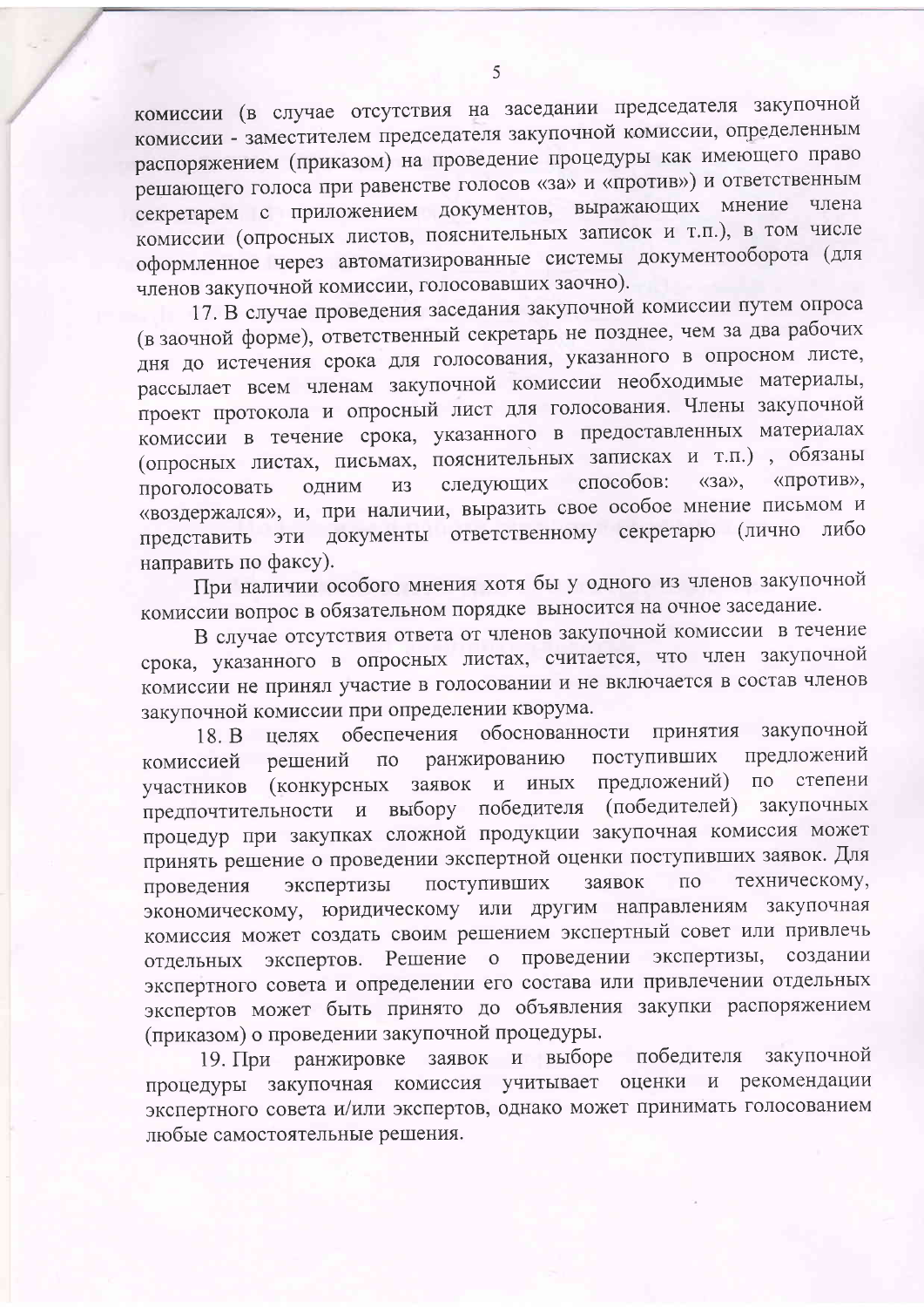комиссии (в случае отсутствия на заседании председателя закупочной комиссии - заместителем председателя закупочной комиссии, определенным распоряжением (приказом) на проведение процедуры как имеющего право решающего голоса при равенстве голосов «за» и «против») и ответственным секретарем с приложением документов, выражающих мнение члена комиссии (опросных листов, пояснительных записок и т.п.), в том числе оформленное через автоматизированные системы документооборота (для членов закупочной комиссии, голосовавших заочно).

17. В случае проведения заседания закупочной комиссии путем опроса (в заочной форме), ответственный секретарь не позднее, чем за два рабочих дня до истечения срока для голосования, указанного в опросном листе, рассылает всем членам закупочной комиссии необходимые материалы, проект протокола и опросный лист для голосования. Члены закупочной комиссии в течение срока, указанного в предоставленных материалах (опросных листах, письмах, пояснительных записках и т.п.) , обязаны проголосовать одним из следующих способов: «за», «против», «воздержался», и, при наличии, выразить свое особое мнение письмом и представить эти документы ответственному секретарю (лично либо направить по факсу).

При наличии особого мнения хотя бы у одного из членов закупочной комиссии вопрос в обязательном порядке выносится на очное заседание.

В случае отсутствия ответа от членов закупочной комиссии в течение срока, указанного в опросных листах, считается, что член закупочной комиссии не принял участие в голосовании и не включается в состав членов закупочной комиссии при определении кворума.

18. В целях обеспечения обоснованности принятия закупочной комиссией решений по ранжированию поступивших предложений участников (конкурсных заявок и иных предложений) по степени предпочтительности и выбору победителя (победителей) закупочных процедур при закупках сложной продукции закупочная комиссия может принять решение о проведении экспертной оценки поступивших заявок. Для проведения экспертизы поступивших заявок по техническому, экономическому, юридическому или другим направлениям закупочная комиссия может создать своим решением экспертный совет или привлечь отдельных экспертов. Решение о проведении экспертизы, создании экспертного совета и определении его состава или привлечении отдельных экспертов может быть принято до объявления закупки распоряжением (приказом) о проведении закупочной процедуры.

19. При ранжировке заявок и выборе победителя закупочной процедуры закупочная комиссия учитывает оценки и рекомендации экспертного совета и/или экспертов, однако может принимать голосованием любые самостоятельные решения.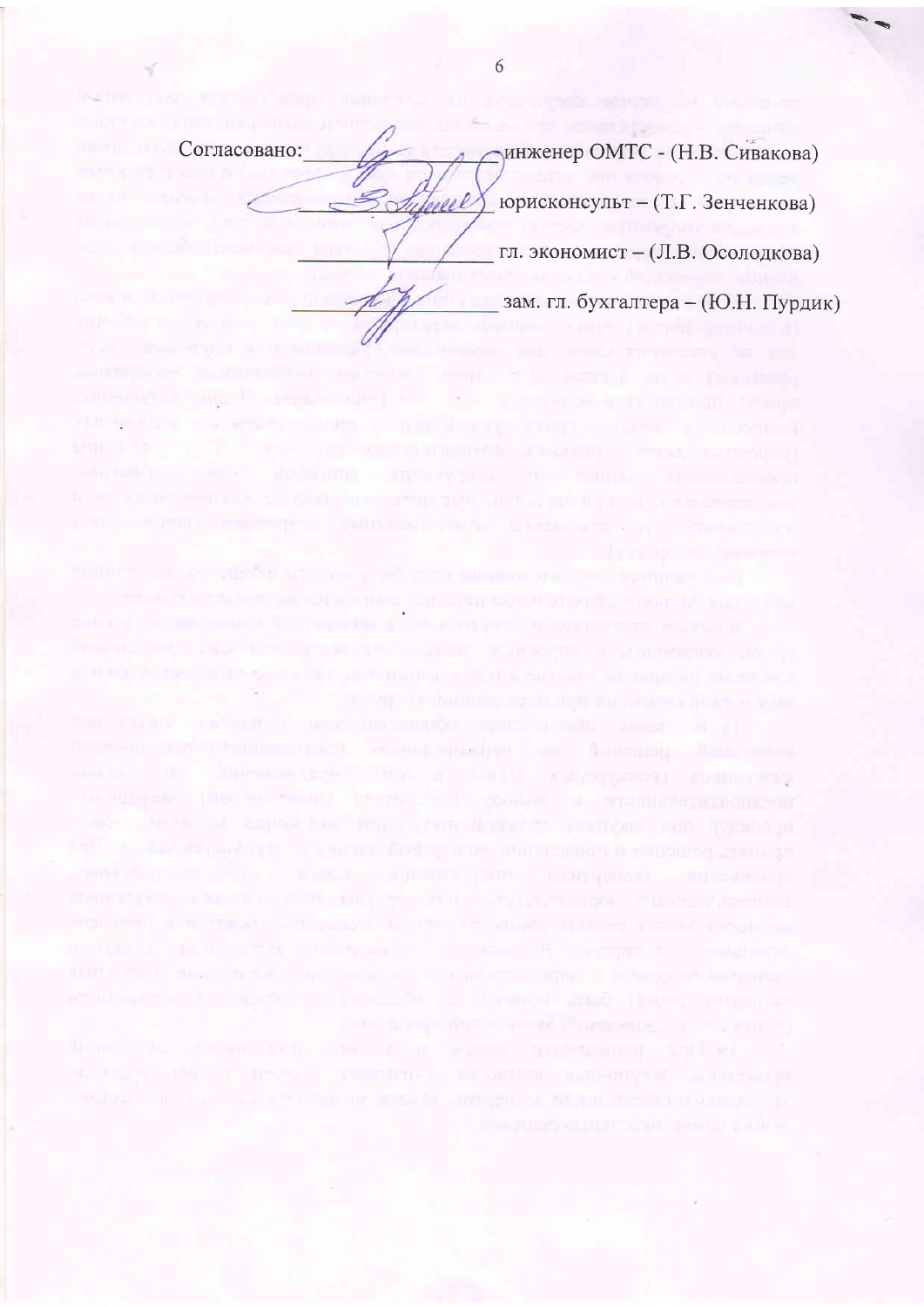Согласовано: ________________ инженер ОМТС - (Н.В. Сивакова)

________________ юрисконсульт – (Т.Г. Зенченкова)

________________ гл. экономист – (Л.В. Осолодкова)

________________ зам. гл. бухгалтера – (Ю.Н. Пурдик)